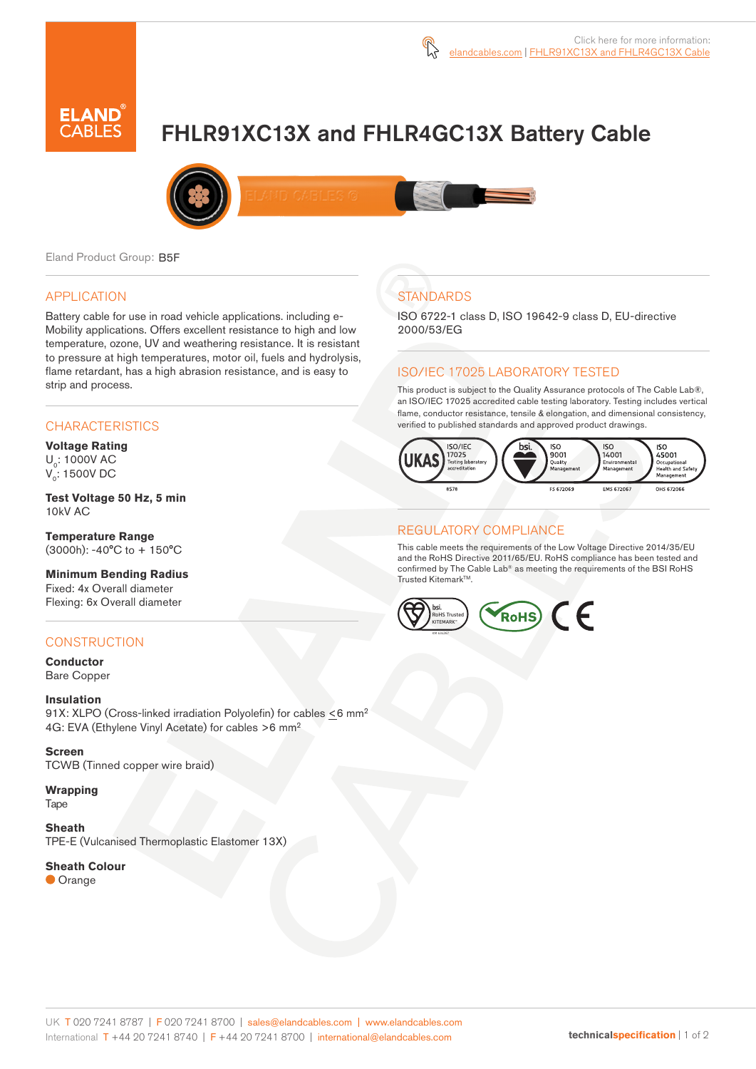Click here for more information: elandcables.com | FHLR91XC13X and FHLR4GC13X Cable

# FHLR91XC13X and FHLR4GC13X Battery Cable

Eland Product Group: B5F

## APPLICATION

Battery cable for use in road vehicle applications. including e-Mobility applications. Offers excellent resistance to high and low temperature, ozone, UV and weathering resistance. It is resistant to pressure at high temperatures, motor oil, fuels and hydrolysis, flame retardant, has a high abrasion resistance, and is easy to strip and process.

## CHARACTERISTICS

**Voltage Rating**
$U_0$: 1000V AC
$V_0$: 1500V DC

**Test Voltage 50 Hz, 5 min**
10kV AC

**Temperature Range**
(3000h): -40°C to + 150°C

**Minimum Bending Radius**
Fixed: 4x Overall diameter
Flexing: 6x Overall diameter

## CONSTRUCTION

**Conductor**
Bare Copper

**Insulation**
91X: XLPO (Cross-linked irradiation Polyolefin) for cables ≤6 mm²
4G: EVA (Ethylene Vinyl Acetate) for cables >6 mm²

**Screen**
TCWB (Tinned copper wire braid)

**Wrapping**
Tape

**Sheath**
TPE-E (Vulcanised Thermoplastic Elastomer 13X)

**Sheath Colour**
Orange

## STANDARDS

ISO 6722-1 class D, ISO 19642-9 class D, EU-directive 2000/53/EG

## ISO/IEC 17025 LABORATORY TESTED

This product is subject to the Quality Assurance protocols of The Cable Lab®, an ISO/IEC 17025 accredited cable testing laboratory. Testing includes vertical flame, conductor resistance, tensile & elongation, and dimensional consistency, verified to published standards and approved product drawings.

## REGULATORY COMPLIANCE

This cable meets the requirements of the Low Voltage Directive 2014/35/EU and the RoHS Directive 2011/65/EU. RoHS compliance has been tested and confirmed by The Cable Lab® as meeting the requirements of the BSI RoHS Trusted Kitemark™.

UK T 020 7241 8787 | F 020 7241 8700 | sales@elandcables.com | www.elandcables.com
International T +44 20 7241 8740 | F +44 20 7241 8700 | international@elandcables.com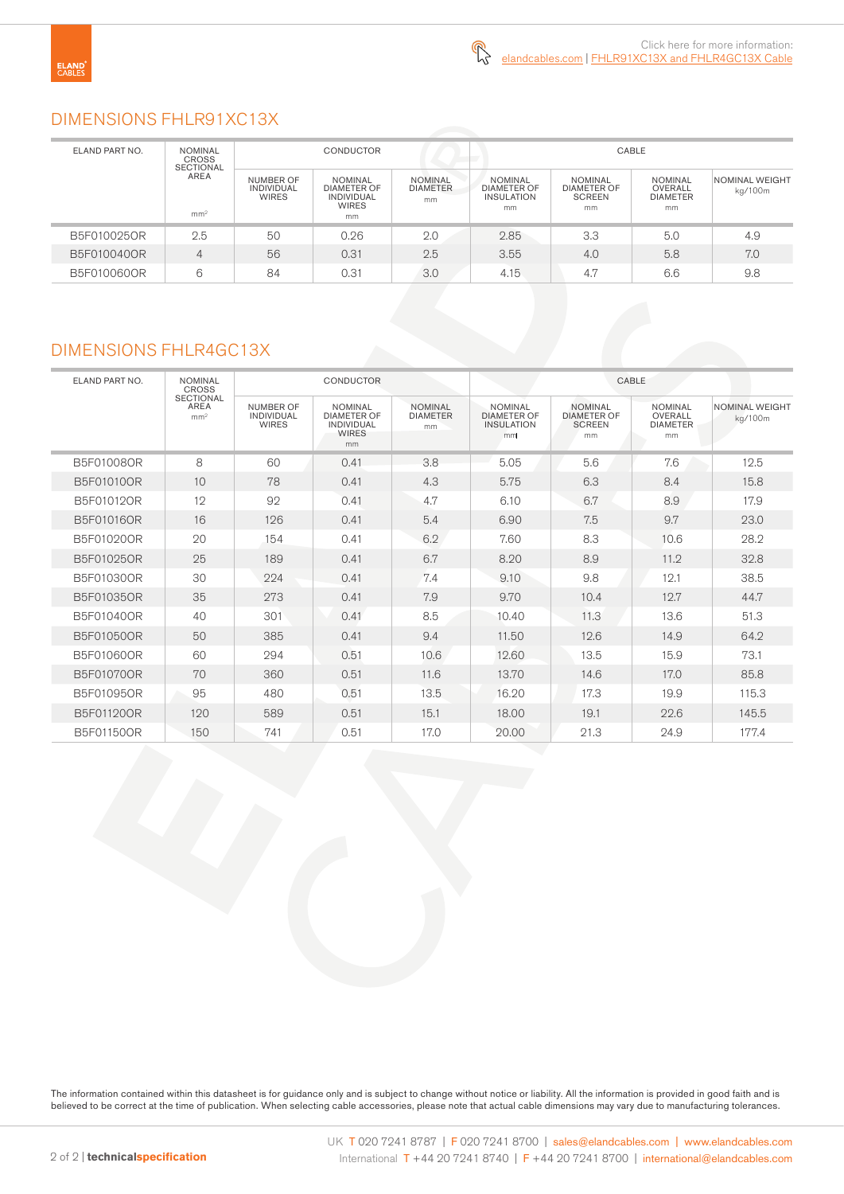Click here for more information: elandcables.com | FHLR91XC13X and FHLR4GC13X Cable

## DIMENSIONS FHLR91XC13X

| ELAND PART NO. | NOMINAL CROSS SECTIONAL AREA | CONDUCTOR | | | CABLE | | | |
|---|---|---|---|---|---|---|---|---|
| | mm² | NUMBER OF INDIVIDUAL WIRES | NOMINAL DIAMETER OF INDIVIDUAL WIRES mm | NOMINAL DIAMETER mm | NOMINAL DIAMETER OF INSULATION mm | NOMINAL DIAMETER OF SCREEN mm | NOMINAL OVERALL DIAMETER mm | NOMINAL WEIGHT kg/100m |
| B5F010025OR | 2.5 | 50 | 0.26 | 2.0 | 2.85 | 3.3 | 5.0 | 4.9 |
| B5F010040OR | 4 | 56 | 0.31 | 2.5 | 3.55 | 4.0 | 5.8 | 7.0 |
| B5F010060OR | 6 | 84 | 0.31 | 3.0 | 4.15 | 4.7 | 6.6 | 9.8 |

## DIMENSIONS FHLR4GC13X

| ELAND PART NO. | NOMINAL CROSS SECTIONAL AREA | CONDUCTOR | | | CABLE | | | |
|---|---|---|---|---|---|---|---|---|
| | mm² | NUMBER OF INDIVIDUAL WIRES | NOMINAL DIAMETER OF INDIVIDUAL WIRES mm | NOMINAL DIAMETER mm | NOMINAL DIAMETER OF INSULATION mm | NOMINAL DIAMETER OF SCREEN mm | NOMINAL OVERALL DIAMETER mm | NOMINAL WEIGHT kg/100m |
| B5F01008OR | 8 | 60 | 0.41 | 3.8 | 5.05 | 5.6 | 7.6 | 12.5 |
| B5F01010OR | 10 | 78 | 0.41 | 4.3 | 5.75 | 6.3 | 8.4 | 15.8 |
| B5F01012OR | 12 | 92 | 0.41 | 4.7 | 6.10 | 6.7 | 8.9 | 17.9 |
| B5F01016OR | 16 | 126 | 0.41 | 5.4 | 6.90 | 7.5 | 9.7 | 23.0 |
| B5F01020OR | 20 | 154 | 0.41 | 6.2 | 7.60 | 8.3 | 10.6 | 28.2 |
| B5F01025OR | 25 | 189 | 0.41 | 6.7 | 8.20 | 8.9 | 11.2 | 32.8 |
| B5F01030OR | 30 | 224 | 0.41 | 7.4 | 9.10 | 9.8 | 12.1 | 38.5 |
| B5F01035OR | 35 | 273 | 0.41 | 7.9 | 9.70 | 10.4 | 12.7 | 44.7 |
| B5F01040OR | 40 | 301 | 0.41 | 8.5 | 10.40 | 11.3 | 13.6 | 51.3 |
| B5F01050OR | 50 | 385 | 0.41 | 9.4 | 11.50 | 12.6 | 14.9 | 64.2 |
| B5F01060OR | 60 | 294 | 0.51 | 10.6 | 12.60 | 13.5 | 15.9 | 73.1 |
| B5F01070OR | 70 | 360 | 0.51 | 11.6 | 13.70 | 14.6 | 17.0 | 85.8 |
| B5F01095OR | 95 | 480 | 0.51 | 13.5 | 16.20 | 17.3 | 19.9 | 115.3 |
| B5F01120OR | 120 | 589 | 0.51 | 15.1 | 18.00 | 19.1 | 22.6 | 145.5 |
| B5F01150OR | 150 | 741 | 0.51 | 17.0 | 20.00 | 21.3 | 24.9 | 177.4 |

The information contained within this datasheet is for guidance only and is subject to change without notice or liability. All the information is provided in good faith and is believed to be correct at the time of publication. When selecting cable accessories, please note that actual cable dimensions may vary due to manufacturing tolerances.

UK T 020 7241 8787 | F 020 7241 8700 | sales@elandcables.com | www.elandcables.com
International T +44 20 7241 8740 | F +44 20 7241 8700 | international@elandcables.com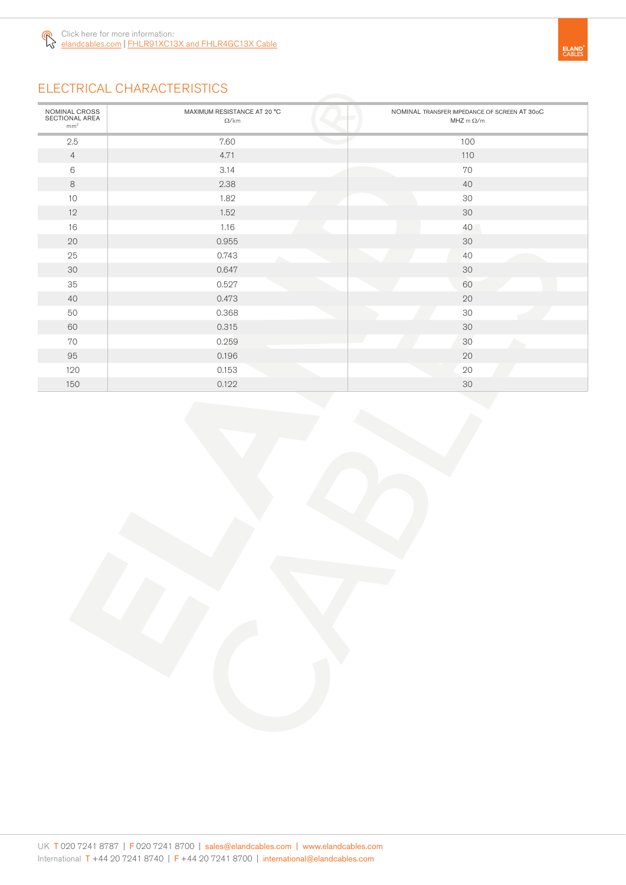Click here for more information:
elandcables.com | FHLR91XC13X and FHLR4GC13X Cable

## ELECTRICAL CHARACTERISTICS

| NOMINAL CROSS SECTIONAL AREA $mm^2$ | MAXIMUM RESISTANCE AT 20 °C Ω/km | NOMINAL TRANSFER IMPEDANCE OF SCREEN AT 30oC MHZ m Ω/m |
|---|---|---|
| 2.5 | 7.60 | 100 |
| 4 | 4.71 | 110 |
| 6 | 3.14 | 70 |
| 8 | 2.38 | 40 |
| 10 | 1.82 | 30 |
| 12 | 1.52 | 30 |
| 16 | 1.16 | 40 |
| 20 | 0.955 | 30 |
| 25 | 0.743 | 40 |
| 30 | 0.647 | 30 |
| 35 | 0.527 | 60 |
| 40 | 0.473 | 20 |
| 50 | 0.368 | 30 |
| 60 | 0.315 | 30 |
| 70 | 0.259 | 30 |
| 95 | 0.196 | 20 |
| 120 | 0.153 | 20 |
| 150 | 0.122 | 30 |

UK T 020 7241 8787 | F 020 7241 8700 | sales@elandcables.com | www.elandcables.com
International T +44 20 7241 8740 | F +44 20 7241 8700 | international@elandcables.com